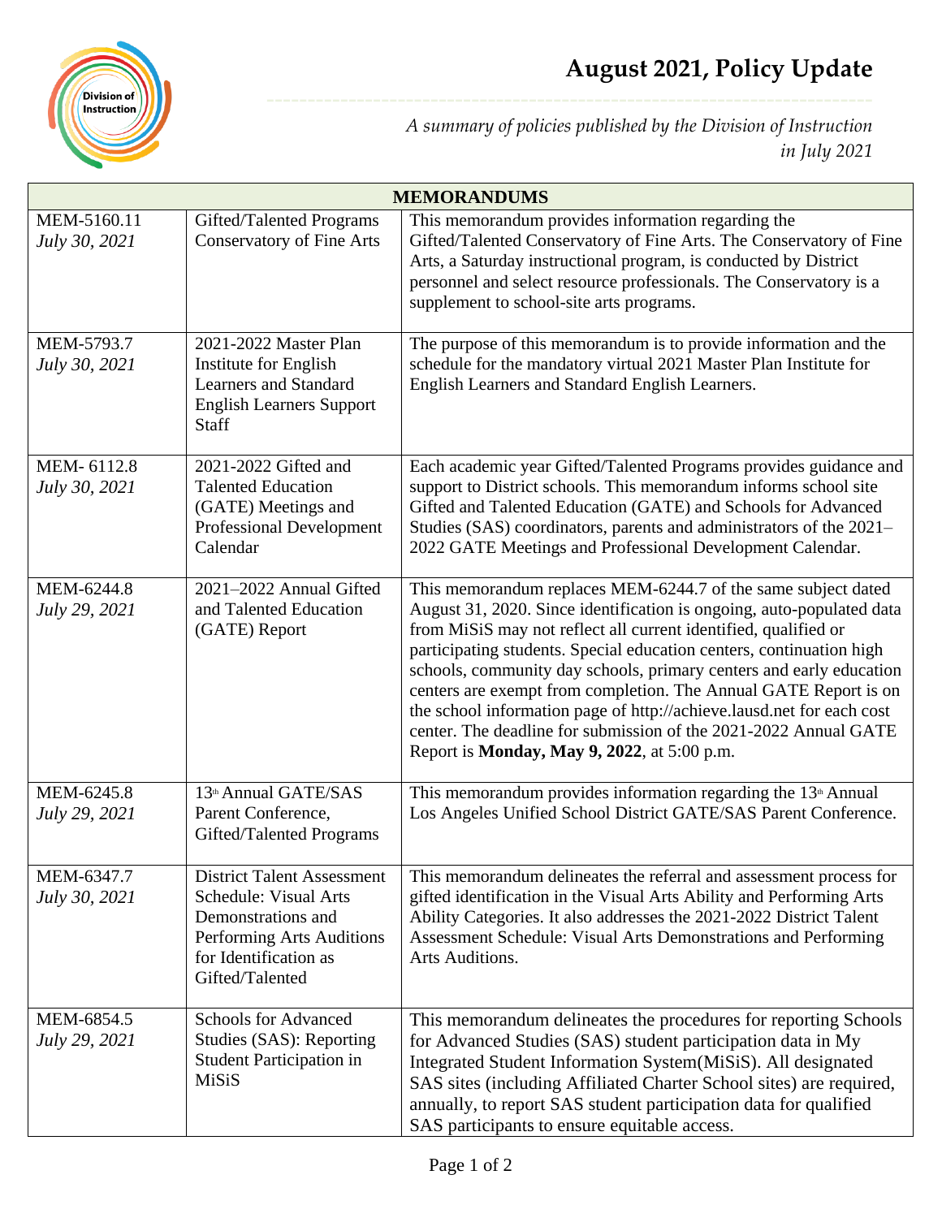# August 2021, Policy Update

*A summary of policies published by the Division of Instruction in July 2021*

| MEMORANDUMS | | |
|---|---|---|
| MEM-5160.11 *July 30, 2021* | Gifted/Talented Programs Conservatory of Fine Arts | This memorandum provides information regarding the Gifted/Talented Conservatory of Fine Arts. The Conservatory of Fine Arts, a Saturday instructional program, is conducted by District personnel and select resource professionals. The Conservatory is a supplement to school-site arts programs. |
| MEM-5793.7 *July 30, 2021* | 2021-2022 Master Plan Institute for English Learners and Standard English Learners Support Staff | The purpose of this memorandum is to provide information and the schedule for the mandatory virtual 2021 Master Plan Institute for English Learners and Standard English Learners. |
| MEM- 6112.8 *July 30, 2021* | 2021-2022 Gifted and Talented Education (GATE) Meetings and Professional Development Calendar | Each academic year Gifted/Talented Programs provides guidance and support to District schools. This memorandum informs school site Gifted and Talented Education (GATE) and Schools for Advanced Studies (SAS) coordinators, parents and administrators of the 2021–2022 GATE Meetings and Professional Development Calendar. |
| MEM-6244.8 *July 29, 2021* | 2021–2022 Annual Gifted and Talented Education (GATE) Report | This memorandum replaces MEM-6244.7 of the same subject dated August 31, 2020. Since identification is ongoing, auto-populated data from MiSiS may not reflect all current identified, qualified or participating students. Special education centers, continuation high schools, community day schools, primary centers and early education centers are exempt from completion. The Annual GATE Report is on the school information page of http://achieve.lausd.net for each cost center. The deadline for submission of the 2021-2022 Annual GATE Report is **Monday, May 9, 2022**, at 5:00 p.m. |
| MEM-6245.8 *July 29, 2021* | 13th Annual GATE/SAS Parent Conference, Gifted/Talented Programs | This memorandum provides information regarding the 13th Annual Los Angeles Unified School District GATE/SAS Parent Conference. |
| MEM-6347.7 *July 30, 2021* | District Talent Assessment Schedule: Visual Arts Demonstrations and Performing Arts Auditions for Identification as Gifted/Talented | This memorandum delineates the referral and assessment process for gifted identification in the Visual Arts Ability and Performing Arts Ability Categories. It also addresses the 2021-2022 District Talent Assessment Schedule: Visual Arts Demonstrations and Performing Arts Auditions. |
| MEM-6854.5 *July 29, 2021* | Schools for Advanced Studies (SAS): Reporting Student Participation in MiSiS | This memorandum delineates the procedures for reporting Schools for Advanced Studies (SAS) student participation data in My Integrated Student Information System(MiSiS). All designated SAS sites (including Affiliated Charter School sites) are required, annually, to report SAS student participation data for qualified SAS participants to ensure equitable access. |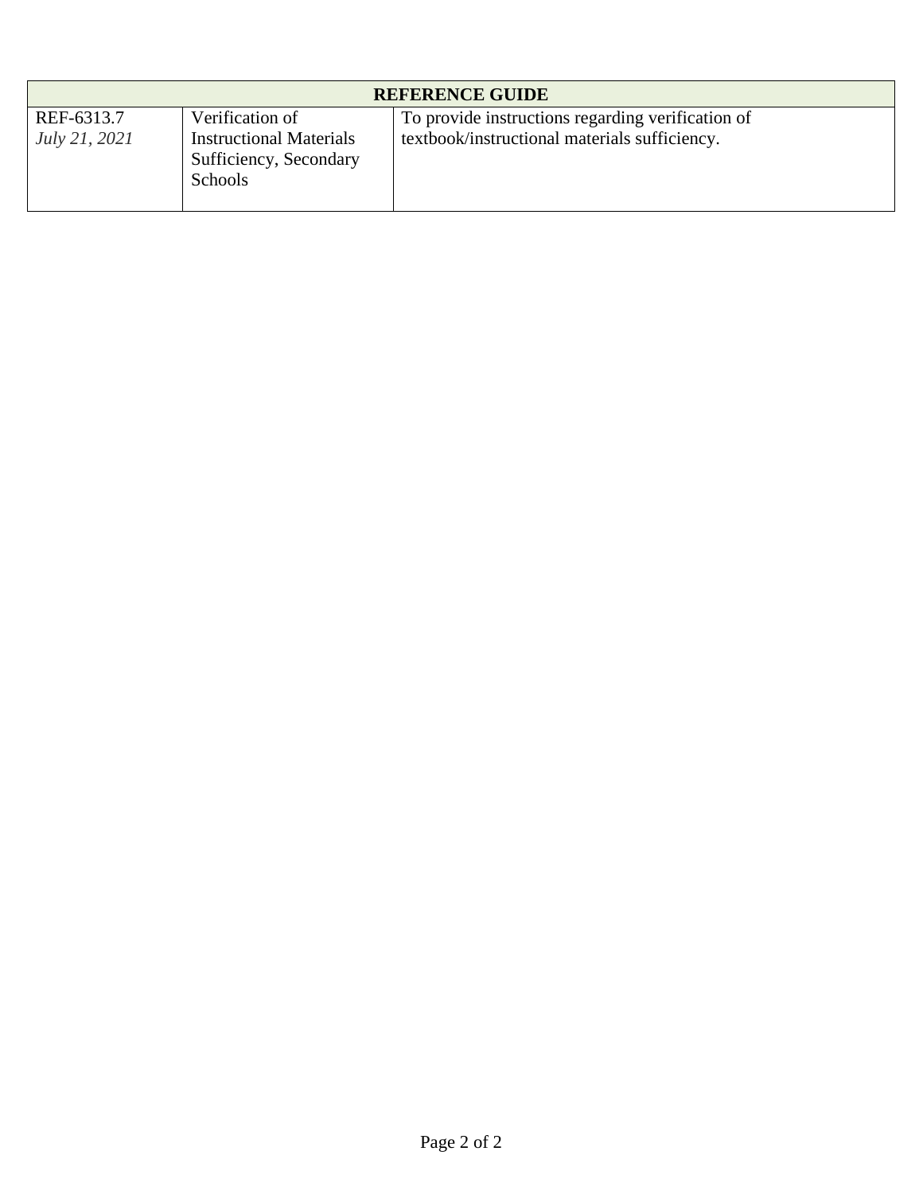| REFERENCE GUIDE | | |
|---|---|---|
| REF-6313.7 *July 21, 2021* | Verification of Instructional Materials Sufficiency, Secondary Schools | To provide instructions regarding verification of textbook/instructional materials sufficiency. |